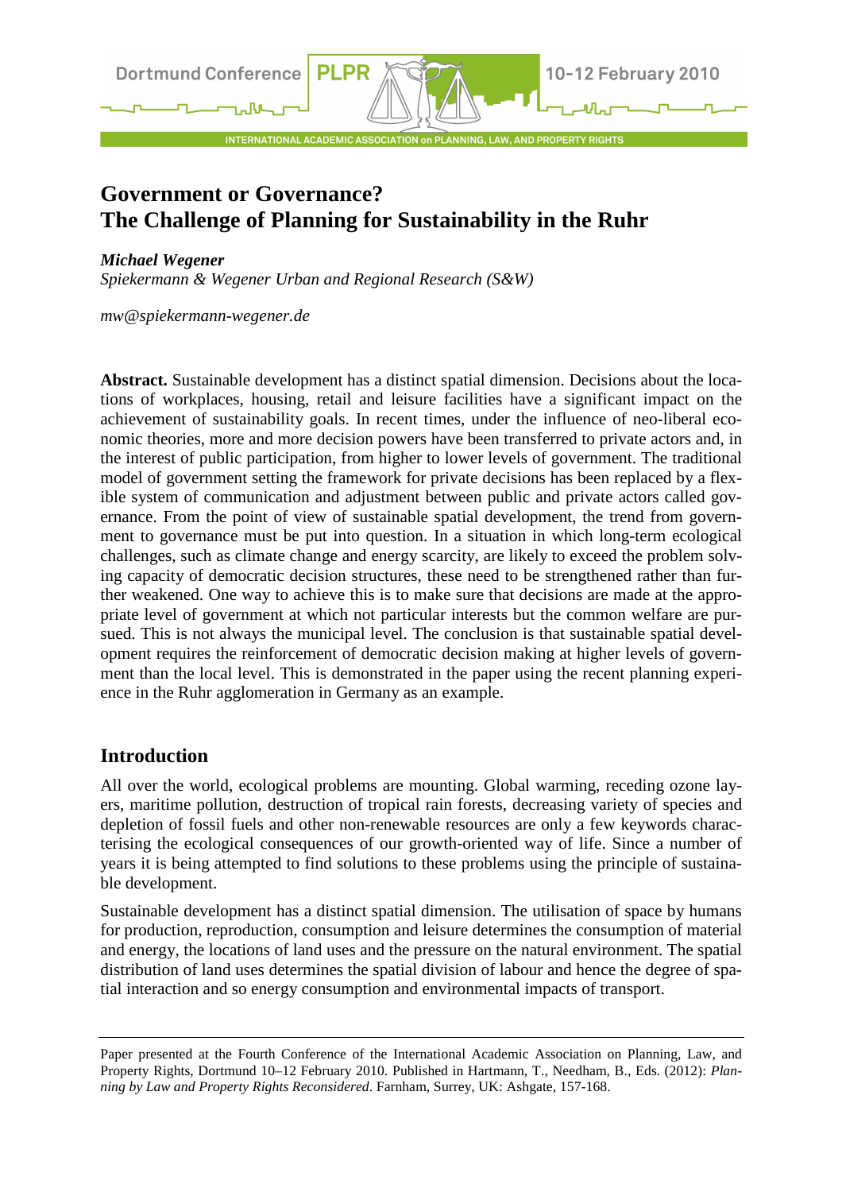# Government or Governance?
# The Challenge of Planning for Sustainability in the Ruhr

***Michael Wegener***
*Spiekermann & Wegener Urban and Regional Research (S&W)*

*mw@spiekermann-wegener.de*

**Abstract.** Sustainable development has a distinct spatial dimension. Decisions about the locations of workplaces, housing, retail and leisure facilities have a significant impact on the achievement of sustainability goals. In recent times, under the influence of neo-liberal economic theories, more and more decision powers have been transferred to private actors and, in the interest of public participation, from higher to lower levels of government. The traditional model of government setting the framework for private decisions has been replaced by a flexible system of communication and adjustment between public and private actors called governance. From the point of view of sustainable spatial development, the trend from government to governance must be put into question. In a situation in which long-term ecological challenges, such as climate change and energy scarcity, are likely to exceed the problem solving capacity of democratic decision structures, these need to be strengthened rather than further weakened. One way to achieve this is to make sure that decisions are made at the appropriate level of government at which not particular interests but the common welfare are pursued. This is not always the municipal level. The conclusion is that sustainable spatial development requires the reinforcement of democratic decision making at higher levels of government than the local level. This is demonstrated in the paper using the recent planning experience in the Ruhr agglomeration in Germany as an example.

## Introduction

All over the world, ecological problems are mounting. Global warming, receding ozone layers, maritime pollution, destruction of tropical rain forests, decreasing variety of species and depletion of fossil fuels and other non-renewable resources are only a few keywords characterising the ecological consequences of our growth-oriented way of life. Since a number of years it is being attempted to find solutions to these problems using the principle of sustainable development.

Sustainable development has a distinct spatial dimension. The utilisation of space by humans for production, reproduction, consumption and leisure determines the consumption of material and energy, the locations of land uses and the pressure on the natural environment. The spatial distribution of land uses determines the spatial division of labour and hence the degree of spatial interaction and so energy consumption and environmental impacts of transport.

---

Paper presented at the Fourth Conference of the International Academic Association on Planning, Law, and Property Rights, Dortmund 10–12 February 2010. Published in Hartmann, T., Needham, B., Eds. (2012): *Planning by Law and Property Rights Reconsidered*. Farnham, Surrey, UK: Ashgate, 157-168.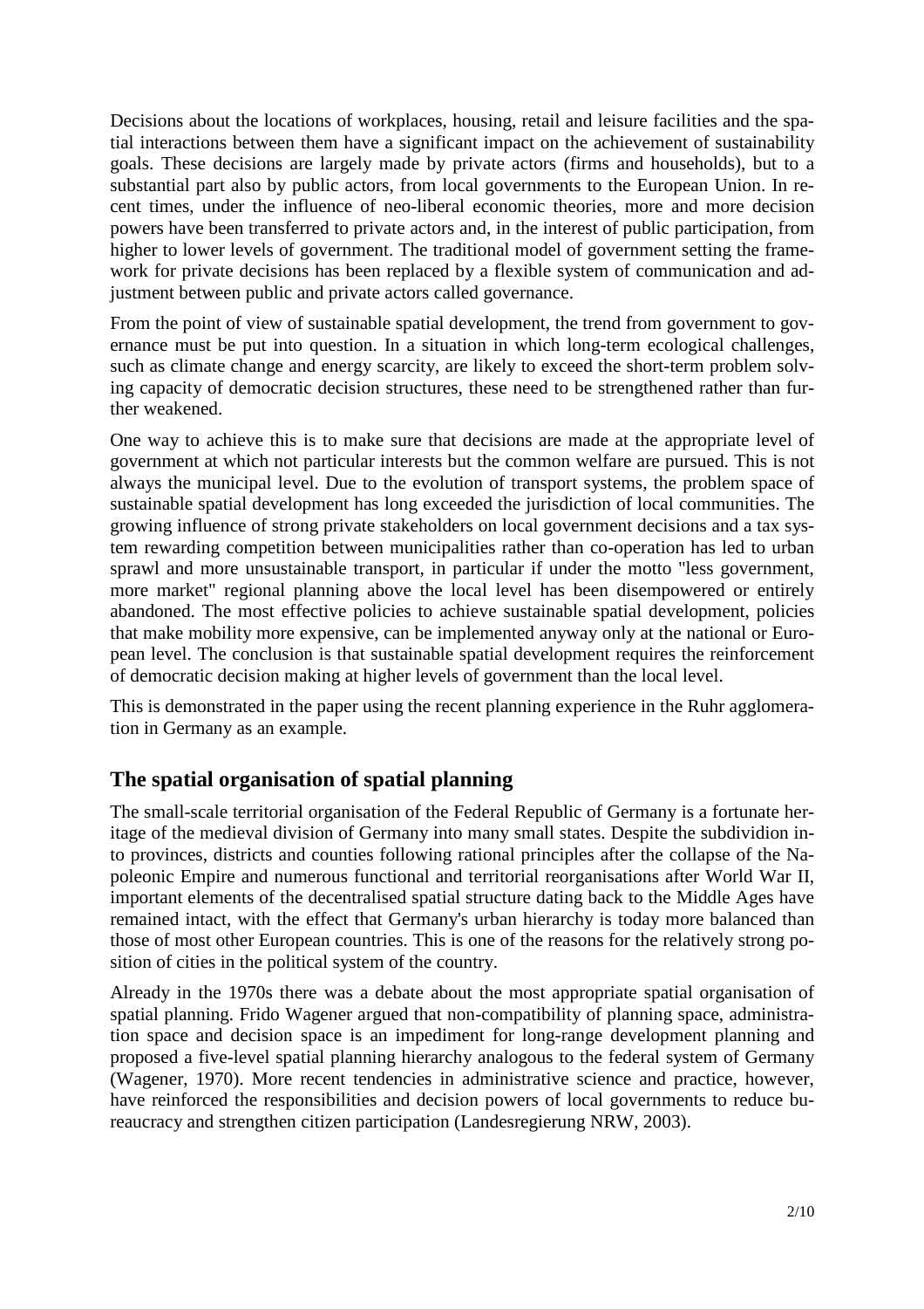Decisions about the locations of workplaces, housing, retail and leisure facilities and the spatial interactions between them have a significant impact on the achievement of sustainability goals. These decisions are largely made by private actors (firms and households), but to a substantial part also by public actors, from local governments to the European Union. In recent times, under the influence of neo-liberal economic theories, more and more decision powers have been transferred to private actors and, in the interest of public participation, from higher to lower levels of government. The traditional model of government setting the framework for private decisions has been replaced by a flexible system of communication and adjustment between public and private actors called governance.

From the point of view of sustainable spatial development, the trend from government to governance must be put into question. In a situation in which long-term ecological challenges, such as climate change and energy scarcity, are likely to exceed the short-term problem solving capacity of democratic decision structures, these need to be strengthened rather than further weakened.

One way to achieve this is to make sure that decisions are made at the appropriate level of government at which not particular interests but the common welfare are pursued. This is not always the municipal level. Due to the evolution of transport systems, the problem space of sustainable spatial development has long exceeded the jurisdiction of local communities. The growing influence of strong private stakeholders on local government decisions and a tax system rewarding competition between municipalities rather than co-operation has led to urban sprawl and more unsustainable transport, in particular if under the motto "less government, more market" regional planning above the local level has been disempowered or entirely abandoned. The most effective policies to achieve sustainable spatial development, policies that make mobility more expensive, can be implemented anyway only at the national or European level. The conclusion is that sustainable spatial development requires the reinforcement of democratic decision making at higher levels of government than the local level.

This is demonstrated in the paper using the recent planning experience in the Ruhr agglomeration in Germany as an example.

## The spatial organisation of spatial planning

The small-scale territorial organisation of the Federal Republic of Germany is a fortunate heritage of the medieval division of Germany into many small states. Despite the subdividion into provinces, districts and counties following rational principles after the collapse of the Napoleonic Empire and numerous functional and territorial reorganisations after World War II, important elements of the decentralised spatial structure dating back to the Middle Ages have remained intact, with the effect that Germany's urban hierarchy is today more balanced than those of most other European countries. This is one of the reasons for the relatively strong position of cities in the political system of the country.

Already in the 1970s there was a debate about the most appropriate spatial organisation of spatial planning. Frido Wagener argued that non-compatibility of planning space, administration space and decision space is an impediment for long-range development planning and proposed a five-level spatial planning hierarchy analogous to the federal system of Germany (Wagener, 1970). More recent tendencies in administrative science and practice, however, have reinforced the responsibilities and decision powers of local governments to reduce bureaucracy and strengthen citizen participation (Landesregierung NRW, 2003).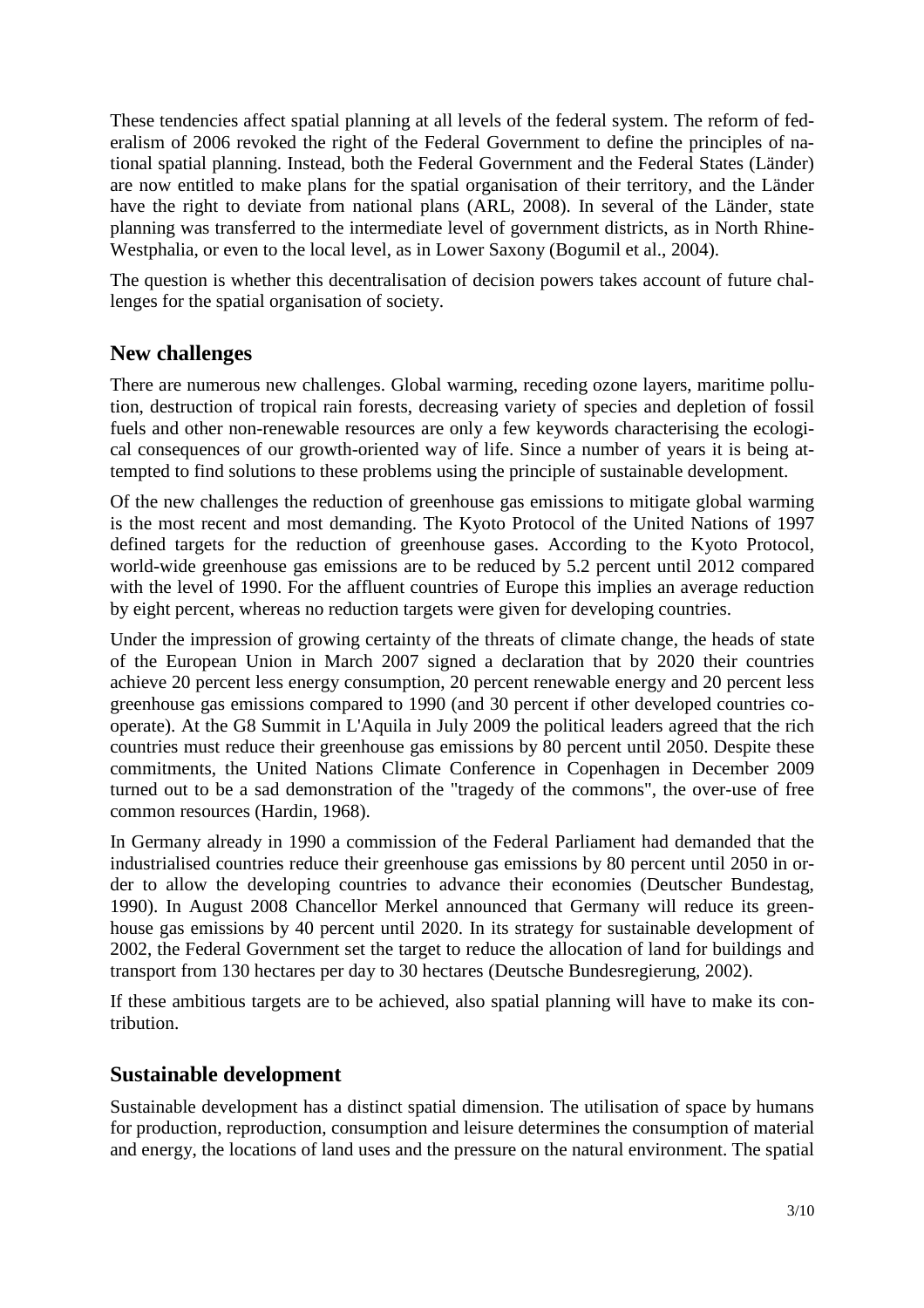These tendencies affect spatial planning at all levels of the federal system. The reform of federalism of 2006 revoked the right of the Federal Government to define the principles of national spatial planning. Instead, both the Federal Government and the Federal States (Länder) are now entitled to make plans for the spatial organisation of their territory, and the Länder have the right to deviate from national plans (ARL, 2008). In several of the Länder, state planning was transferred to the intermediate level of government districts, as in North Rhine-Westphalia, or even to the local level, as in Lower Saxony (Bogumil et al., 2004).

The question is whether this decentralisation of decision powers takes account of future challenges for the spatial organisation of society.

## New challenges

There are numerous new challenges. Global warming, receding ozone layers, maritime pollution, destruction of tropical rain forests, decreasing variety of species and depletion of fossil fuels and other non-renewable resources are only a few keywords characterising the ecological consequences of our growth-oriented way of life. Since a number of years it is being attempted to find solutions to these problems using the principle of sustainable development.

Of the new challenges the reduction of greenhouse gas emissions to mitigate global warming is the most recent and most demanding. The Kyoto Protocol of the United Nations of 1997 defined targets for the reduction of greenhouse gases. According to the Kyoto Protocol, world-wide greenhouse gas emissions are to be reduced by 5.2 percent until 2012 compared with the level of 1990. For the affluent countries of Europe this implies an average reduction by eight percent, whereas no reduction targets were given for developing countries.

Under the impression of growing certainty of the threats of climate change, the heads of state of the European Union in March 2007 signed a declaration that by 2020 their countries achieve 20 percent less energy consumption, 20 percent renewable energy and 20 percent less greenhouse gas emissions compared to 1990 (and 30 percent if other developed countries cooperate). At the G8 Summit in L'Aquila in July 2009 the political leaders agreed that the rich countries must reduce their greenhouse gas emissions by 80 percent until 2050. Despite these commitments, the United Nations Climate Conference in Copenhagen in December 2009 turned out to be a sad demonstration of the "tragedy of the commons", the over-use of free common resources (Hardin, 1968).

In Germany already in 1990 a commission of the Federal Parliament had demanded that the industrialised countries reduce their greenhouse gas emissions by 80 percent until 2050 in order to allow the developing countries to advance their economies (Deutscher Bundestag, 1990). In August 2008 Chancellor Merkel announced that Germany will reduce its greenhouse gas emissions by 40 percent until 2020. In its strategy for sustainable development of 2002, the Federal Government set the target to reduce the allocation of land for buildings and transport from 130 hectares per day to 30 hectares (Deutsche Bundesregierung, 2002).

If these ambitious targets are to be achieved, also spatial planning will have to make its contribution.

## Sustainable development

Sustainable development has a distinct spatial dimension. The utilisation of space by humans for production, reproduction, consumption and leisure determines the consumption of material and energy, the locations of land uses and the pressure on the natural environment. The spatial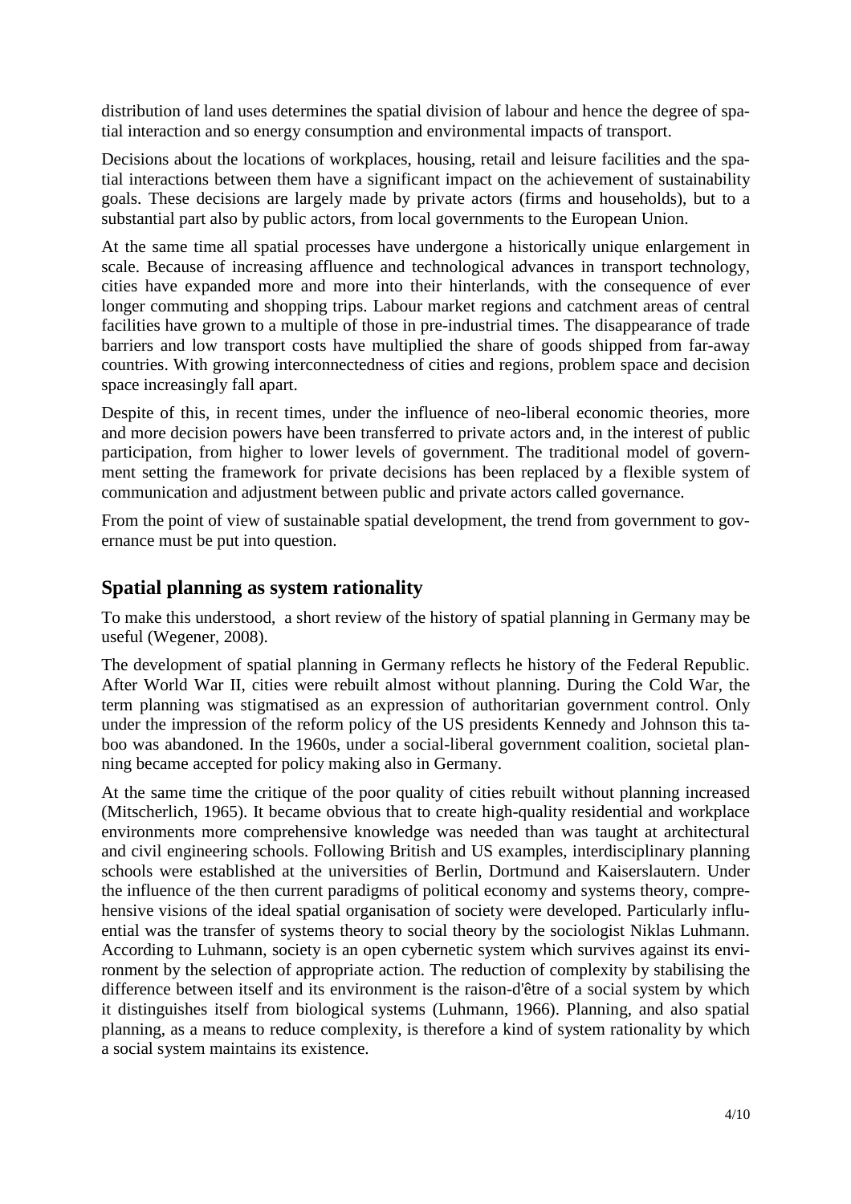distribution of land uses determines the spatial division of labour and hence the degree of spatial interaction and so energy consumption and environmental impacts of transport.

Decisions about the locations of workplaces, housing, retail and leisure facilities and the spatial interactions between them have a significant impact on the achievement of sustainability goals. These decisions are largely made by private actors (firms and households), but to a substantial part also by public actors, from local governments to the European Union.

At the same time all spatial processes have undergone a historically unique enlargement in scale. Because of increasing affluence and technological advances in transport technology, cities have expanded more and more into their hinterlands, with the consequence of ever longer commuting and shopping trips. Labour market regions and catchment areas of central facilities have grown to a multiple of those in pre-industrial times. The disappearance of trade barriers and low transport costs have multiplied the share of goods shipped from far-away countries. With growing interconnectedness of cities and regions, problem space and decision space increasingly fall apart.

Despite of this, in recent times, under the influence of neo-liberal economic theories, more and more decision powers have been transferred to private actors and, in the interest of public participation, from higher to lower levels of government. The traditional model of government setting the framework for private decisions has been replaced by a flexible system of communication and adjustment between public and private actors called governance.

From the point of view of sustainable spatial development, the trend from government to governance must be put into question.

## Spatial planning as system rationality

To make this understood, a short review of the history of spatial planning in Germany may be useful (Wegener, 2008).

The development of spatial planning in Germany reflects he history of the Federal Republic. After World War II, cities were rebuilt almost without planning. During the Cold War, the term planning was stigmatised as an expression of authoritarian government control. Only under the impression of the reform policy of the US presidents Kennedy and Johnson this taboo was abandoned. In the 1960s, under a social-liberal government coalition, societal planning became accepted for policy making also in Germany.

At the same time the critique of the poor quality of cities rebuilt without planning increased (Mitscherlich, 1965). It became obvious that to create high-quality residential and workplace environments more comprehensive knowledge was needed than was taught at architectural and civil engineering schools. Following British and US examples, interdisciplinary planning schools were established at the universities of Berlin, Dortmund and Kaiserslautern. Under the influence of the then current paradigms of political economy and systems theory, comprehensive visions of the ideal spatial organisation of society were developed. Particularly influential was the transfer of systems theory to social theory by the sociologist Niklas Luhmann. According to Luhmann, society is an open cybernetic system which survives against its environment by the selection of appropriate action. The reduction of complexity by stabilising the difference between itself and its environment is the raison-d'être of a social system by which it distinguishes itself from biological systems (Luhmann, 1966). Planning, and also spatial planning, as a means to reduce complexity, is therefore a kind of system rationality by which a social system maintains its existence.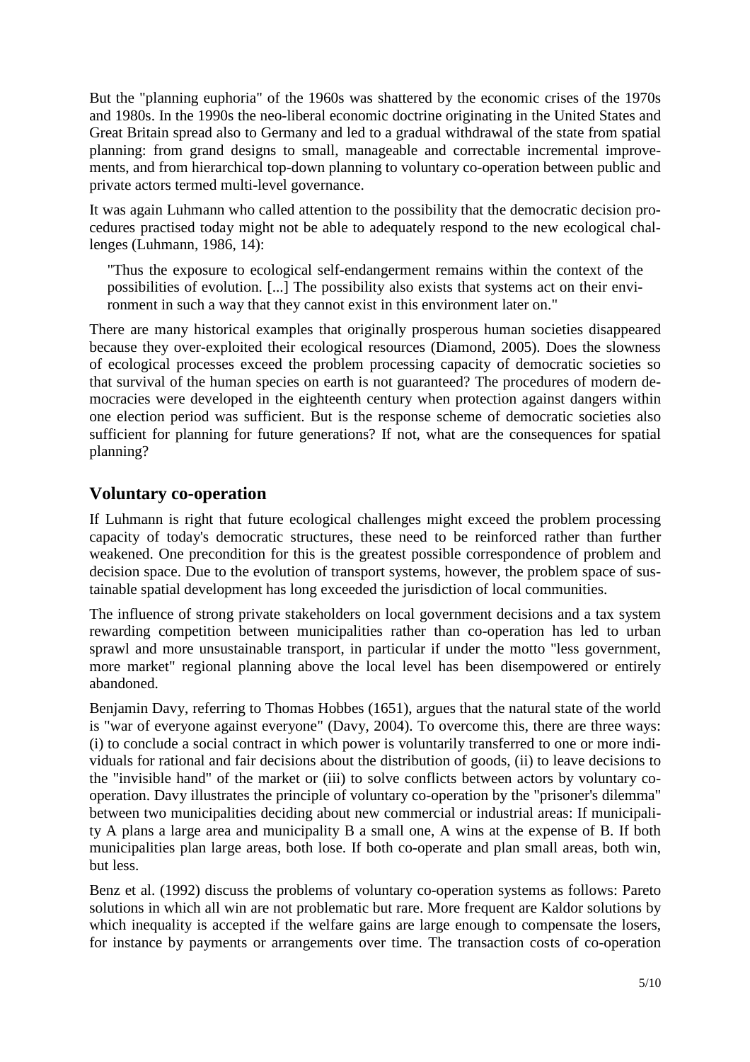But the "planning euphoria" of the 1960s was shattered by the economic crises of the 1970s and 1980s. In the 1990s the neo-liberal economic doctrine originating in the United States and Great Britain spread also to Germany and led to a gradual withdrawal of the state from spatial planning: from grand designs to small, manageable and correctable incremental improvements, and from hierarchical top-down planning to voluntary co-operation between public and private actors termed multi-level governance.

It was again Luhmann who called attention to the possibility that the democratic decision procedures practised today might not be able to adequately respond to the new ecological challenges (Luhmann, 1986, 14):

> "Thus the exposure to ecological self-endangerment remains within the context of the possibilities of evolution. [...] The possibility also exists that systems act on their environment in such a way that they cannot exist in this environment later on."

There are many historical examples that originally prosperous human societies disappeared because they over-exploited their ecological resources (Diamond, 2005). Does the slowness of ecological processes exceed the problem processing capacity of democratic societies so that survival of the human species on earth is not guaranteed? The procedures of modern democracies were developed in the eighteenth century when protection against dangers within one election period was sufficient. But is the response scheme of democratic societies also sufficient for planning for future generations? If not, what are the consequences for spatial planning?

## Voluntary co-operation

If Luhmann is right that future ecological challenges might exceed the problem processing capacity of today's democratic structures, these need to be reinforced rather than further weakened. One precondition for this is the greatest possible correspondence of problem and decision space. Due to the evolution of transport systems, however, the problem space of sustainable spatial development has long exceeded the jurisdiction of local communities.

The influence of strong private stakeholders on local government decisions and a tax system rewarding competition between municipalities rather than co-operation has led to urban sprawl and more unsustainable transport, in particular if under the motto "less government, more market" regional planning above the local level has been disempowered or entirely abandoned.

Benjamin Davy, referring to Thomas Hobbes (1651), argues that the natural state of the world is "war of everyone against everyone" (Davy, 2004). To overcome this, there are three ways: (i) to conclude a social contract in which power is voluntarily transferred to one or more individuals for rational and fair decisions about the distribution of goods, (ii) to leave decisions to the "invisible hand" of the market or (iii) to solve conflicts between actors by voluntary co-operation. Davy illustrates the principle of voluntary co-operation by the "prisoner's dilemma" between two municipalities deciding about new commercial or industrial areas: If municipality A plans a large area and municipality B a small one, A wins at the expense of B. If both municipalities plan large areas, both lose. If both co-operate and plan small areas, both win, but less.

Benz et al. (1992) discuss the problems of voluntary co-operation systems as follows: Pareto solutions in which all win are not problematic but rare. More frequent are Kaldor solutions by which inequality is accepted if the welfare gains are large enough to compensate the losers, for instance by payments or arrangements over time. The transaction costs of co-operation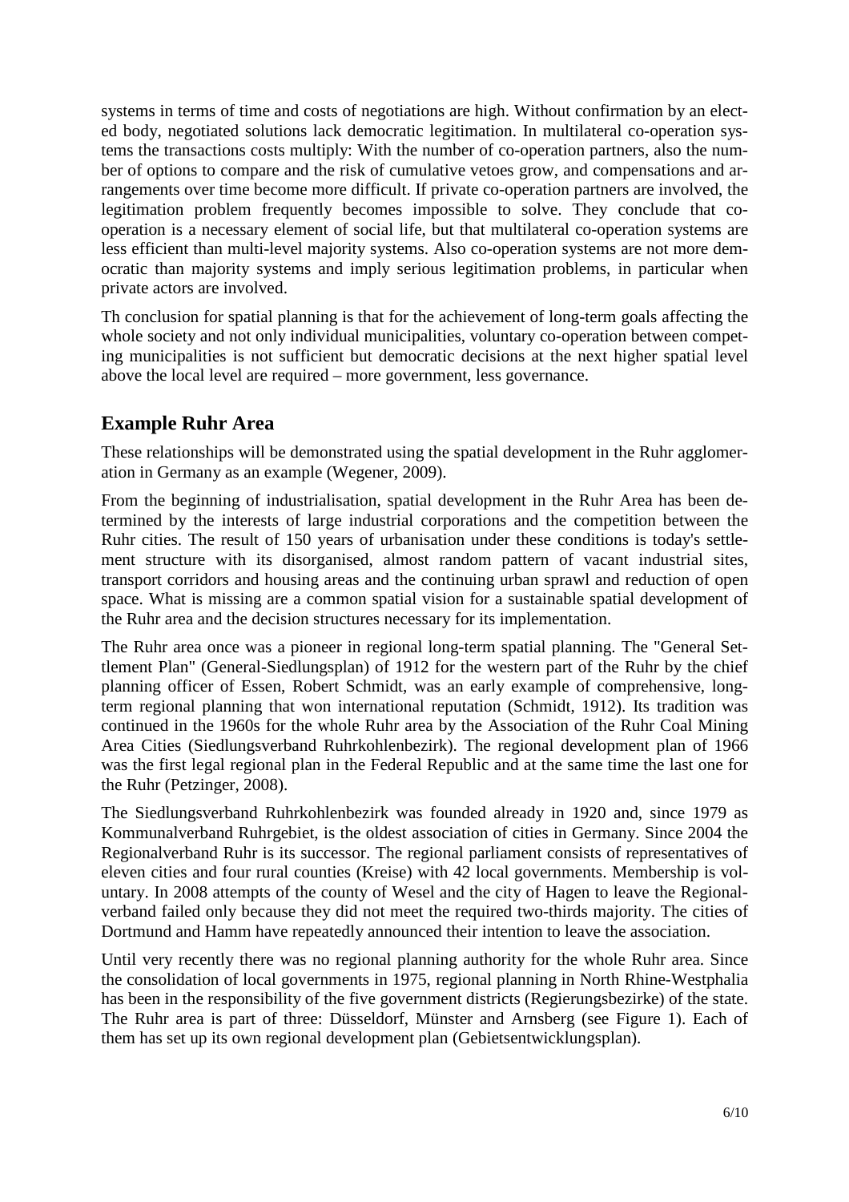systems in terms of time and costs of negotiations are high. Without confirmation by an elected body, negotiated solutions lack democratic legitimation. In multilateral co-operation systems the transactions costs multiply: With the number of co-operation partners, also the number of options to compare and the risk of cumulative vetoes grow, and compensations and arrangements over time become more difficult. If private co-operation partners are involved, the legitimation problem frequently becomes impossible to solve. They conclude that co-operation is a necessary element of social life, but that multilateral co-operation systems are less efficient than multi-level majority systems. Also co-operation systems are not more democratic than majority systems and imply serious legitimation problems, in particular when private actors are involved.

Th conclusion for spatial planning is that for the achievement of long-term goals affecting the whole society and not only individual municipalities, voluntary co-operation between competing municipalities is not sufficient but democratic decisions at the next higher spatial level above the local level are required – more government, less governance.

## Example Ruhr Area

These relationships will be demonstrated using the spatial development in the Ruhr agglomeration in Germany as an example (Wegener, 2009).

From the beginning of industrialisation, spatial development in the Ruhr Area has been determined by the interests of large industrial corporations and the competition between the Ruhr cities. The result of 150 years of urbanisation under these conditions is today's settlement structure with its disorganised, almost random pattern of vacant industrial sites, transport corridors and housing areas and the continuing urban sprawl and reduction of open space. What is missing are a common spatial vision for a sustainable spatial development of the Ruhr area and the decision structures necessary for its implementation.

The Ruhr area once was a pioneer in regional long-term spatial planning. The "General Settlement Plan" (General-Siedlungsplan) of 1912 for the western part of the Ruhr by the chief planning officer of Essen, Robert Schmidt, was an early example of comprehensive, long-term regional planning that won international reputation (Schmidt, 1912). Its tradition was continued in the 1960s for the whole Ruhr area by the Association of the Ruhr Coal Mining Area Cities (Siedlungsverband Ruhrkohlenbezirk). The regional development plan of 1966 was the first legal regional plan in the Federal Republic and at the same time the last one for the Ruhr (Petzinger, 2008).

The Siedlungsverband Ruhrkohlenbezirk was founded already in 1920 and, since 1979 as Kommunalverband Ruhrgebiet, is the oldest association of cities in Germany. Since 2004 the Regionalverband Ruhr is its successor. The regional parliament consists of representatives of eleven cities and four rural counties (Kreise) with 42 local governments. Membership is voluntary. In 2008 attempts of the county of Wesel and the city of Hagen to leave the Regionalverband failed only because they did not meet the required two-thirds majority. The cities of Dortmund and Hamm have repeatedly announced their intention to leave the association.

Until very recently there was no regional planning authority for the whole Ruhr area. Since the consolidation of local governments in 1975, regional planning in North Rhine-Westphalia has been in the responsibility of the five government districts (Regierungsbezirke) of the state. The Ruhr area is part of three: Düsseldorf, Münster and Arnsberg (see Figure 1). Each of them has set up its own regional development plan (Gebietsentwicklungsplan).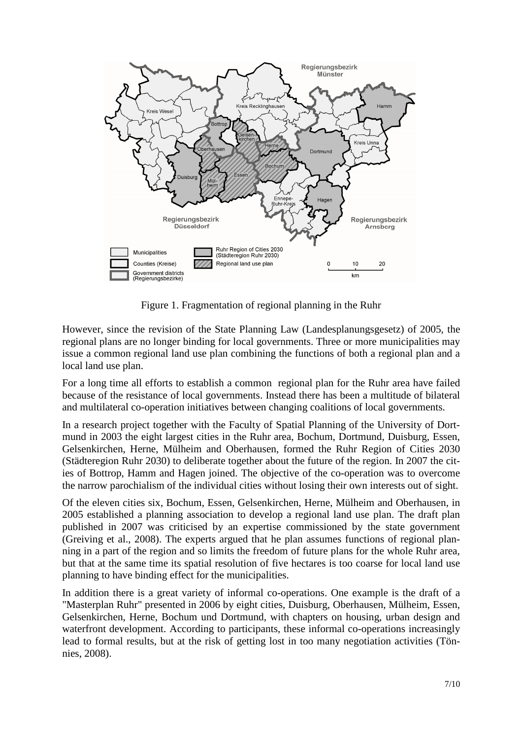Figure 1. Fragmentation of regional planning in the Ruhr

However, since the revision of the State Planning Law (Landesplanungsgesetz) of 2005, the regional plans are no longer binding for local governments. Three or more municipalities may issue a common regional land use plan combining the functions of both a regional plan and a local land use plan.

For a long time all efforts to establish a common regional plan for the Ruhr area have failed because of the resistance of local governments. Instead there has been a multitude of bilateral and multilateral co-operation initiatives between changing coalitions of local governments.

In a research project together with the Faculty of Spatial Planning of the University of Dortmund in 2003 the eight largest cities in the Ruhr area, Bochum, Dortmund, Duisburg, Essen, Gelsenkirchen, Herne, Mülheim and Oberhausen, formed the Ruhr Region of Cities 2030 (Städteregion Ruhr 2030) to deliberate together about the future of the region. In 2007 the cities of Bottrop, Hamm and Hagen joined. The objective of the co-operation was to overcome the narrow parochialism of the individual cities without losing their own interests out of sight.

Of the eleven cities six, Bochum, Essen, Gelsenkirchen, Herne, Mülheim and Oberhausen, in 2005 established a planning association to develop a regional land use plan. The draft plan published in 2007 was criticised by an expertise commissioned by the state government (Greiving et al., 2008). The experts argued that he plan assumes functions of regional planning in a part of the region and so limits the freedom of future plans for the whole Ruhr area, but that at the same time its spatial resolution of five hectares is too coarse for local land use planning to have binding effect for the municipalities.

In addition there is a great variety of informal co-operations. One example is the draft of a "Masterplan Ruhr" presented in 2006 by eight cities, Duisburg, Oberhausen, Mülheim, Essen, Gelsenkirchen, Herne, Bochum und Dortmund, with chapters on housing, urban design and waterfront development. According to participants, these informal co-operations increasingly lead to formal results, but at the risk of getting lost in too many negotiation activities (Tönnies, 2008).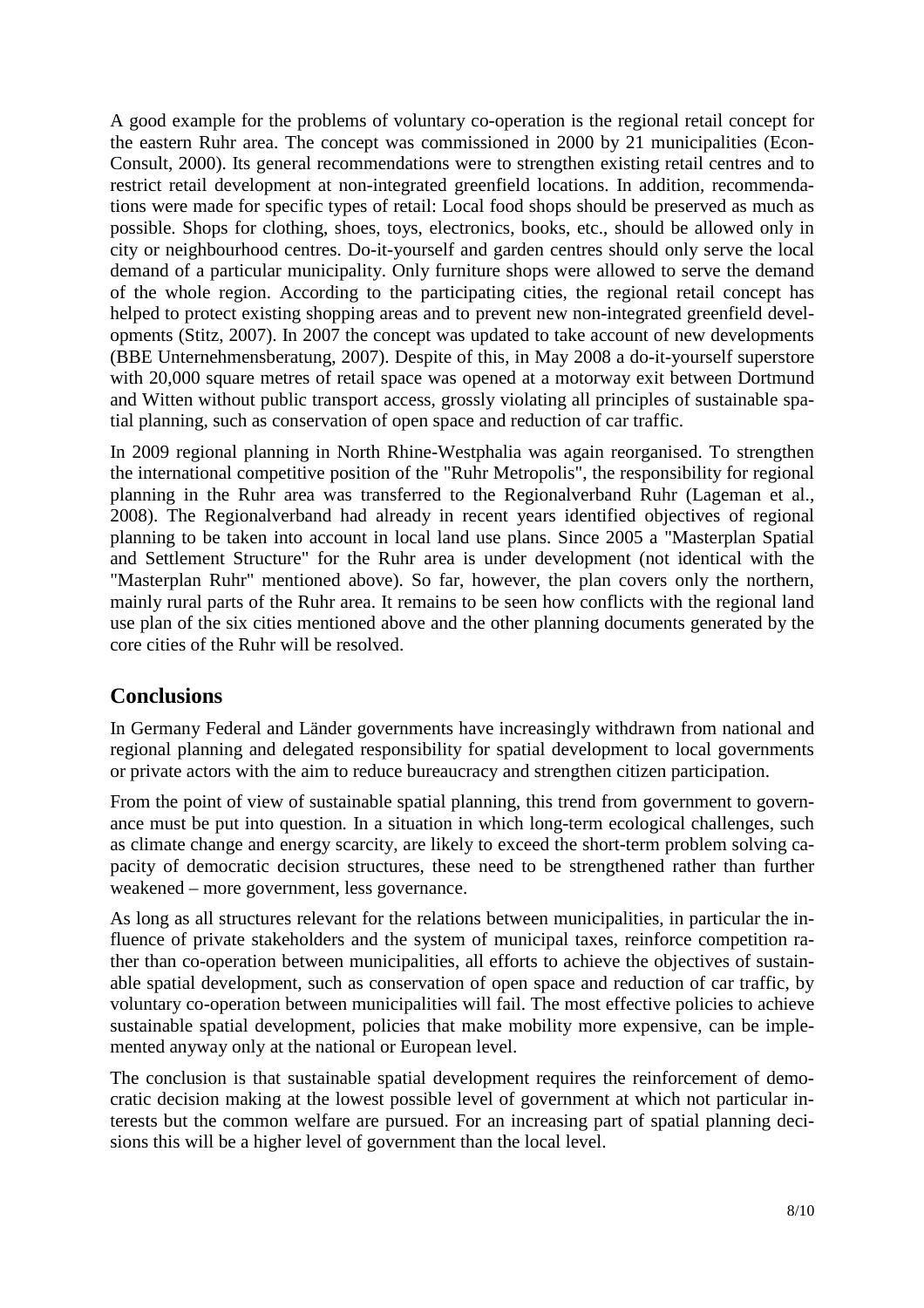A good example for the problems of voluntary co-operation is the regional retail concept for the eastern Ruhr area. The concept was commissioned in 2000 by 21 municipalities (Econ-Consult, 2000). Its general recommendations were to strengthen existing retail centres and to restrict retail development at non-integrated greenfield locations. In addition, recommendations were made for specific types of retail: Local food shops should be preserved as much as possible. Shops for clothing, shoes, toys, electronics, books, etc., should be allowed only in city or neighbourhood centres. Do-it-yourself and garden centres should only serve the local demand of a particular municipality. Only furniture shops were allowed to serve the demand of the whole region. According to the participating cities, the regional retail concept has helped to protect existing shopping areas and to prevent new non-integrated greenfield developments (Stitz, 2007). In 2007 the concept was updated to take account of new developments (BBE Unternehmensberatung, 2007). Despite of this, in May 2008 a do-it-yourself superstore with 20,000 square metres of retail space was opened at a motorway exit between Dortmund and Witten without public transport access, grossly violating all principles of sustainable spatial planning, such as conservation of open space and reduction of car traffic.

In 2009 regional planning in North Rhine-Westphalia was again reorganised. To strengthen the international competitive position of the "Ruhr Metropolis", the responsibility for regional planning in the Ruhr area was transferred to the Regionalverband Ruhr (Lageman et al., 2008). The Regionalverband had already in recent years identified objectives of regional planning to be taken into account in local land use plans. Since 2005 a "Masterplan Spatial and Settlement Structure" for the Ruhr area is under development (not identical with the "Masterplan Ruhr" mentioned above). So far, however, the plan covers only the northern, mainly rural parts of the Ruhr area. It remains to be seen how conflicts with the regional land use plan of the six cities mentioned above and the other planning documents generated by the core cities of the Ruhr will be resolved.

## Conclusions

In Germany Federal and Länder governments have increasingly withdrawn from national and regional planning and delegated responsibility for spatial development to local governments or private actors with the aim to reduce bureaucracy and strengthen citizen participation.

From the point of view of sustainable spatial planning, this trend from government to governance must be put into question. In a situation in which long-term ecological challenges, such as climate change and energy scarcity, are likely to exceed the short-term problem solving capacity of democratic decision structures, these need to be strengthened rather than further weakened – more government, less governance.

As long as all structures relevant for the relations between municipalities, in particular the influence of private stakeholders and the system of municipal taxes, reinforce competition rather than co-operation between municipalities, all efforts to achieve the objectives of sustainable spatial development, such as conservation of open space and reduction of car traffic, by voluntary co-operation between municipalities will fail. The most effective policies to achieve sustainable spatial development, policies that make mobility more expensive, can be implemented anyway only at the national or European level.

The conclusion is that sustainable spatial development requires the reinforcement of democratic decision making at the lowest possible level of government at which not particular interests but the common welfare are pursued. For an increasing part of spatial planning decisions this will be a higher level of government than the local level.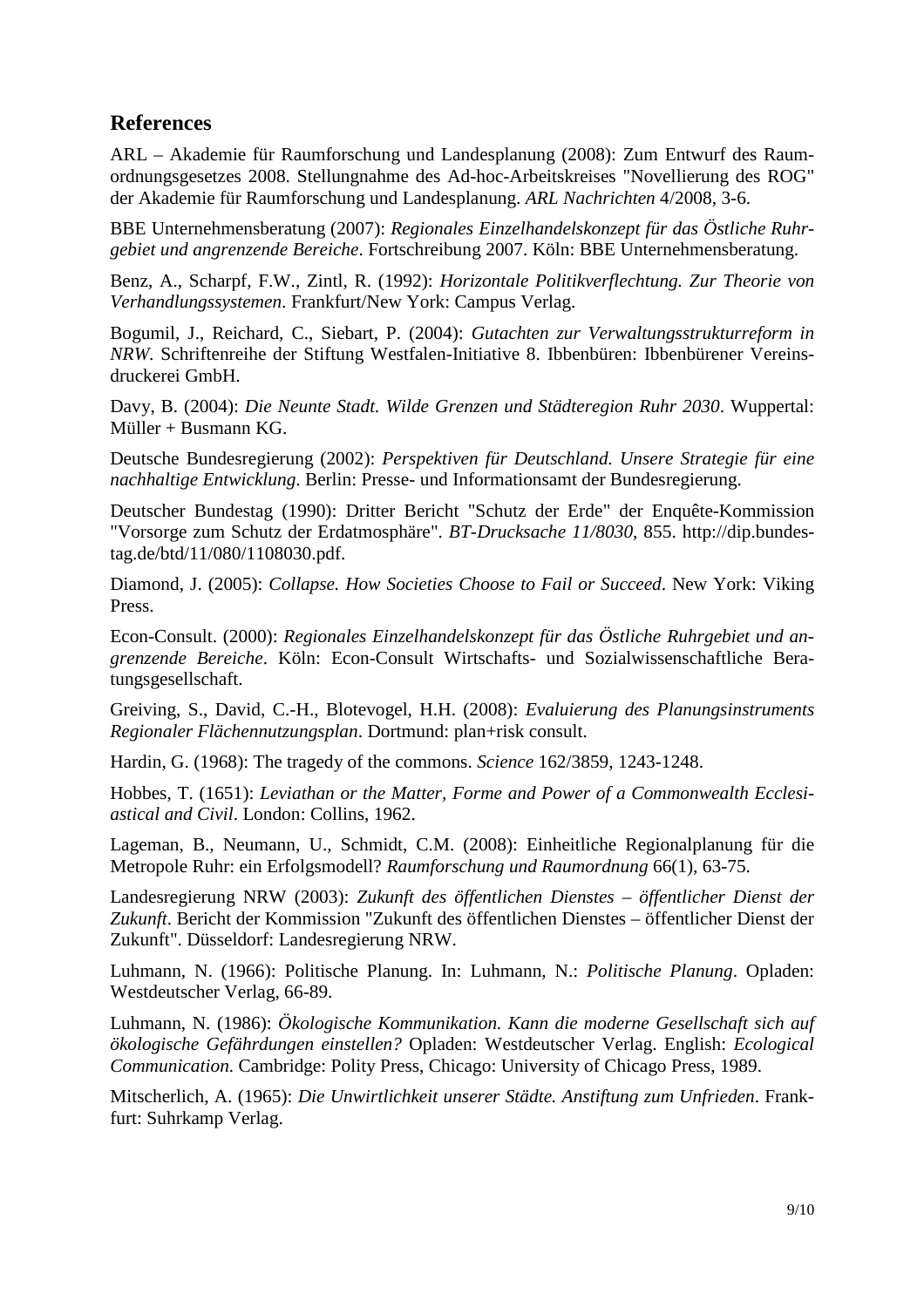## References

ARL – Akademie für Raumforschung und Landesplanung (2008): Zum Entwurf des Raumordnungsgesetzes 2008. Stellungnahme des Ad-hoc-Arbeitskreises "Novellierung des ROG" der Akademie für Raumforschung und Landesplanung. *ARL Nachrichten* 4/2008, 3-6.

BBE Unternehmensberatung (2007): *Regionales Einzelhandelskonzept für das Östliche Ruhrgebiet und angrenzende Bereiche*. Fortschreibung 2007. Köln: BBE Unternehmensberatung.

Benz, A., Scharpf, F.W., Zintl, R. (1992): *Horizontale Politikverflechtung. Zur Theorie von Verhandlungssystemen*. Frankfurt/New York: Campus Verlag.

Bogumil, J., Reichard, C., Siebart, P. (2004): *Gutachten zur Verwaltungsstrukturreform in NRW*. Schriftenreihe der Stiftung Westfalen-Initiative 8. Ibbenbüren: Ibbenbürener Vereinsdruckerei GmbH.

Davy, B. (2004): *Die Neunte Stadt. Wilde Grenzen und Städteregion Ruhr 2030*. Wuppertal: Müller + Busmann KG.

Deutsche Bundesregierung (2002): *Perspektiven für Deutschland. Unsere Strategie für eine nachhaltige Entwicklung*. Berlin: Presse- und Informationsamt der Bundesregierung.

Deutscher Bundestag (1990): Dritter Bericht "Schutz der Erde" der Enquête-Kommission "Vorsorge zum Schutz der Erdatmosphäre". *BT-Drucksache 11/8030*, 855. http://dip.bundestag.de/btd/11/080/1108030.pdf.

Diamond, J. (2005): *Collapse. How Societies Choose to Fail or Succeed*. New York: Viking Press.

Econ-Consult. (2000): *Regionales Einzelhandelskonzept für das Östliche Ruhrgebiet und angrenzende Bereiche*. Köln: Econ-Consult Wirtschafts- und Sozialwissenschaftliche Beratungsgesellschaft.

Greiving, S., David, C.-H., Blotevogel, H.H. (2008): *Evaluierung des Planungsinstruments Regionaler Flächennutzungsplan*. Dortmund: plan+risk consult.

Hardin, G. (1968): The tragedy of the commons. *Science* 162/3859, 1243-1248.

Hobbes, T. (1651): *Leviathan or the Matter, Forme and Power of a Commonwealth Ecclesiastical and Civil*. London: Collins, 1962.

Lageman, B., Neumann, U., Schmidt, C.M. (2008): Einheitliche Regionalplanung für die Metropole Ruhr: ein Erfolgsmodell? *Raumforschung und Raumordnung* 66(1), 63-75.

Landesregierung NRW (2003): *Zukunft des öffentlichen Dienstes – öffentlicher Dienst der Zukunft*. Bericht der Kommission "Zukunft des öffentlichen Dienstes – öffentlicher Dienst der Zukunft". Düsseldorf: Landesregierung NRW.

Luhmann, N. (1966): Politische Planung. In: Luhmann, N.: *Politische Planung*. Opladen: Westdeutscher Verlag, 66-89.

Luhmann, N. (1986): *Ökologische Kommunikation. Kann die moderne Gesellschaft sich auf ökologische Gefährdungen einstellen?* Opladen: Westdeutscher Verlag. English: *Ecological Communication*. Cambridge: Polity Press, Chicago: University of Chicago Press, 1989.

Mitscherlich, A. (1965): *Die Unwirtlichkeit unserer Städte. Anstiftung zum Unfrieden*. Frankfurt: Suhrkamp Verlag.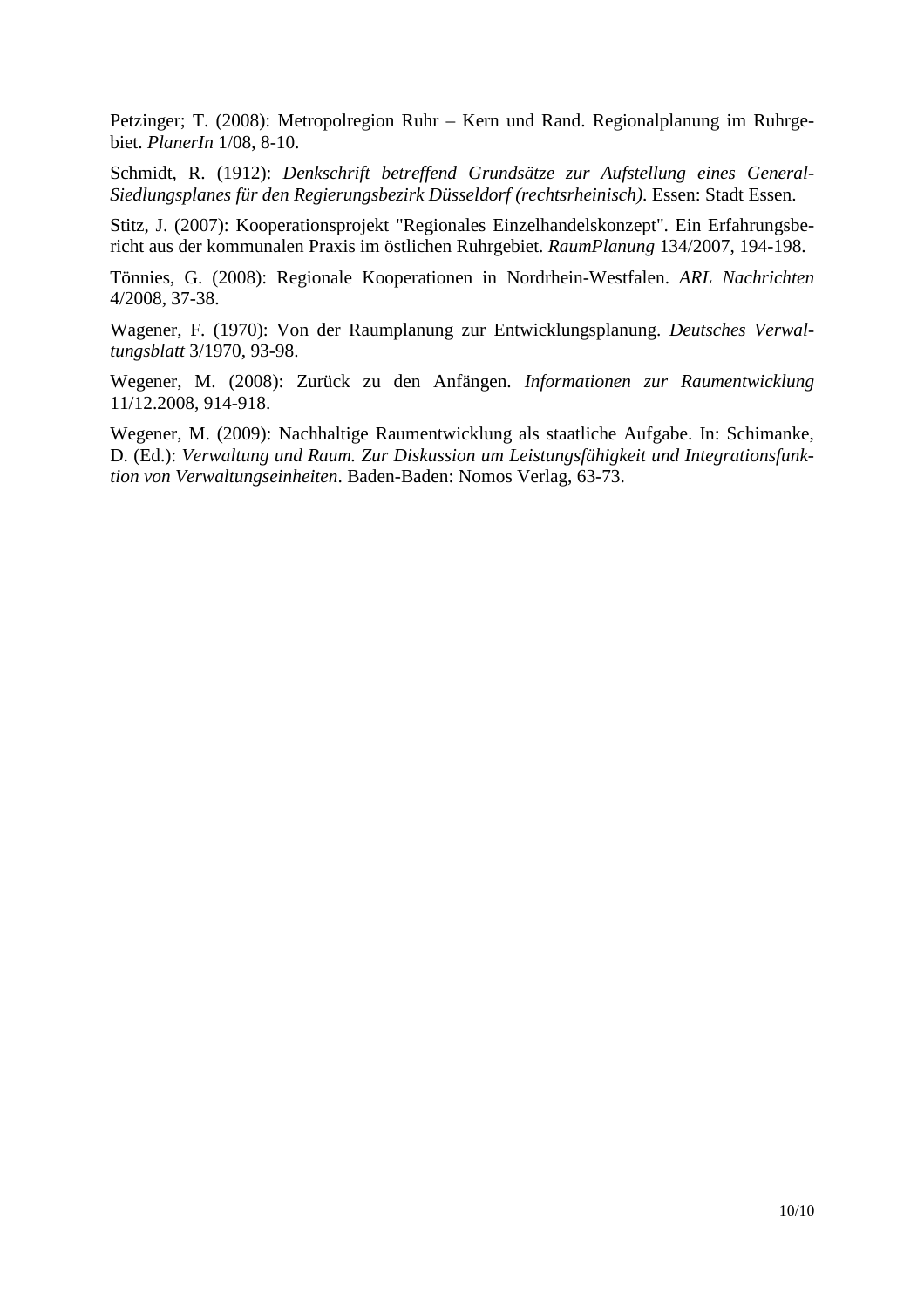Petzinger; T. (2008): Metropolregion Ruhr – Kern und Rand. Regionalplanung im Ruhrgebiet. *PlanerIn* 1/08, 8-10.

Schmidt, R. (1912): *Denkschrift betreffend Grundsätze zur Aufstellung eines General-Siedlungsplanes für den Regierungsbezirk Düsseldorf (rechtsrheinisch)*. Essen: Stadt Essen.

Stitz, J. (2007): Kooperationsprojekt "Regionales Einzelhandelskonzept". Ein Erfahrungsbericht aus der kommunalen Praxis im östlichen Ruhrgebiet. *RaumPlanung* 134/2007, 194-198.

Tönnies, G. (2008): Regionale Kooperationen in Nordrhein-Westfalen. *ARL Nachrichten* 4/2008, 37-38.

Wagener, F. (1970): Von der Raumplanung zur Entwicklungsplanung. *Deutsches Verwaltungsblatt* 3/1970, 93-98.

Wegener, M. (2008): Zurück zu den Anfängen. *Informationen zur Raumentwicklung* 11/12.2008, 914-918.

Wegener, M. (2009): Nachhaltige Raumentwicklung als staatliche Aufgabe. In: Schimanke, D. (Ed.): *Verwaltung und Raum. Zur Diskussion um Leistungsfähigkeit und Integrationsfunktion von Verwaltungseinheiten*. Baden-Baden: Nomos Verlag, 63-73.